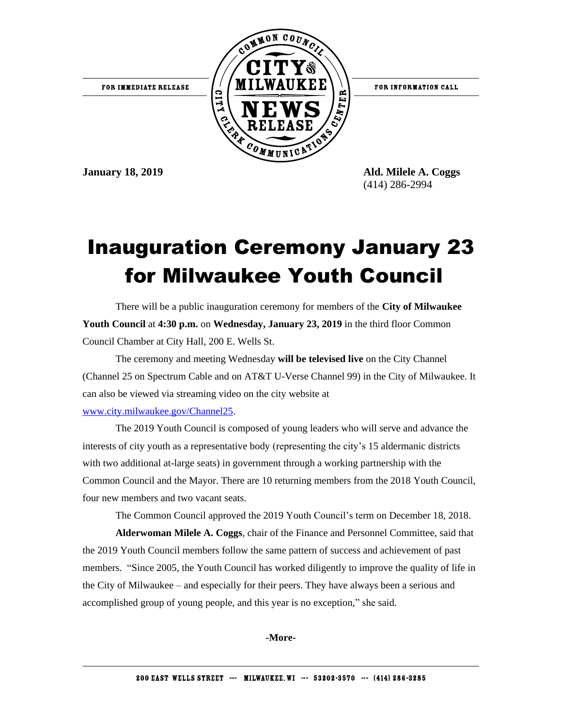FOR IMMEDIATE RELEASE

COMMON COUNCIL CITY of MILWAUKEE NEWS RELEASE CITY CLERK COMMUNICATIONS CENTER

FOR INFORMATION CALL

**January 18, 2019**

**Ald. Milele A. Coggs**
(414) 286-2994

# Inauguration Ceremony January 23 for Milwaukee Youth Council

There will be a public inauguration ceremony for members of the **City of Milwaukee Youth Council** at **4:30 p.m.** on **Wednesday, January 23, 2019** in the third floor Common Council Chamber at City Hall, 200 E. Wells St.

The ceremony and meeting Wednesday **will be televised live** on the City Channel (Channel 25 on Spectrum Cable and on AT&T U-Verse Channel 99) in the City of Milwaukee. It can also be viewed via streaming video on the city website at www.city.milwaukee.gov/Channel25.

The 2019 Youth Council is composed of young leaders who will serve and advance the interests of city youth as a representative body (representing the city's 15 aldermanic districts with two additional at-large seats) in government through a working partnership with the Common Council and the Mayor. There are 10 returning members from the 2018 Youth Council, four new members and two vacant seats.

The Common Council approved the 2019 Youth Council's term on December 18, 2018.

**Alderwoman Milele A. Coggs**, chair of the Finance and Personnel Committee, said that the 2019 Youth Council members follow the same pattern of success and achievement of past members. "Since 2005, the Youth Council has worked diligently to improve the quality of life in the City of Milwaukee – and especially for their peers. They have always been a serious and accomplished group of young people, and this year is no exception," she said.

**-More-**

200 EAST WELLS STREET --- MILWAUKEE, WI --- 53202-3570 --- (414) 286-3285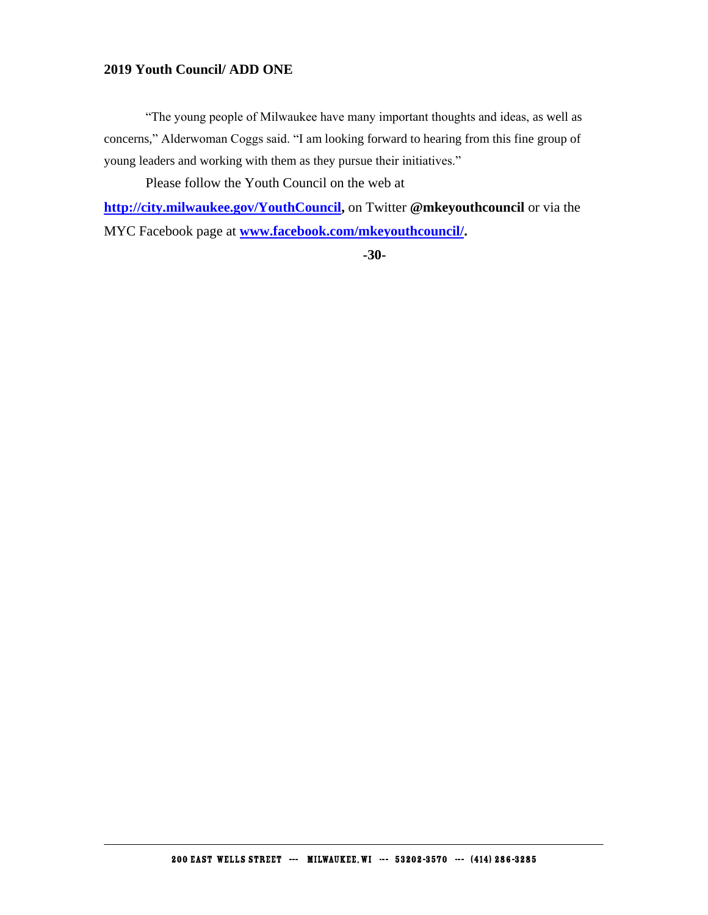**2019 Youth Council/ ADD ONE**

"The young people of Milwaukee have many important thoughts and ideas, as well as concerns," Alderwoman Coggs said. "I am looking forward to hearing from this fine group of young leaders and working with them as they pursue their initiatives."

Please follow the Youth Council on the web at **http://city.milwaukee.gov/YouthCouncil,** on Twitter **@mkeyouthcouncil** or via the MYC Facebook page at **www.facebook.com/mkeyouthcouncil/.**

**-30-**